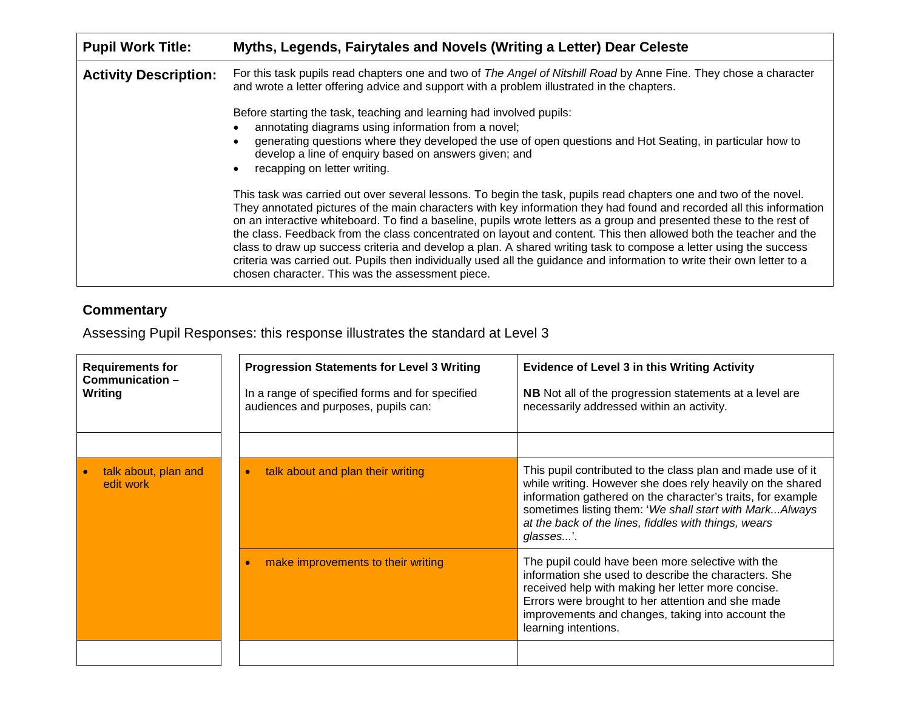| **Pupil Work Title:** | **Myths, Legends, Fairytales and Novels (Writing a Letter) Dear Celeste** |
|---|---|
| **Activity Description:** | For this task pupils read chapters one and two of *The Angel of Nitshill Road* by Anne Fine. They chose a character and wrote a letter offering advice and support with a problem illustrated in the chapters.<br><br>Before starting the task, teaching and learning had involved pupils:<br>• annotating diagrams using information from a novel;<br>• generating questions where they developed the use of open questions and Hot Seating, in particular how to develop a line of enquiry based on answers given; and<br>• recapping on letter writing.<br><br>This task was carried out over several lessons. To begin the task, pupils read chapters one and two of the novel. They annotated pictures of the main characters with key information they had found and recorded all this information on an interactive whiteboard. To find a baseline, pupils wrote letters as a group and presented these to the rest of the class. Feedback from the class concentrated on layout and content. This then allowed both the teacher and the class to draw up success criteria and develop a plan. A shared writing task to compose a letter using the success criteria was carried out. Pupils then individually used all the guidance and information to write their own letter to a chosen character. This was the assessment piece. |

## Commentary

Assessing Pupil Responses: this response illustrates the standard at Level 3

| **Requirements for Communication – Writing** | **Progression Statements for Level 3 Writing**<br><br>In a range of specified forms and for specified audiences and purposes, pupils can: | **Evidence of Level 3 in this Writing Activity**<br><br>**NB** Not all of the progression statements at a level are necessarily addressed within an activity. |
|---|---|---|
| | | |
| • talk about, plan and edit work | • talk about and plan their writing | This pupil contributed to the class plan and made use of it while writing. However she does rely heavily on the shared information gathered on the character's traits, for example sometimes listing them: '*We shall start with Mark...Always at the back of the lines, fiddles with things, wears glasses...*'. |
| | • make improvements to their writing | The pupil could have been more selective with the information she used to describe the characters. She received help with making her letter more concise. Errors were brought to her attention and she made improvements and changes, taking into account the learning intentions. |
| | | |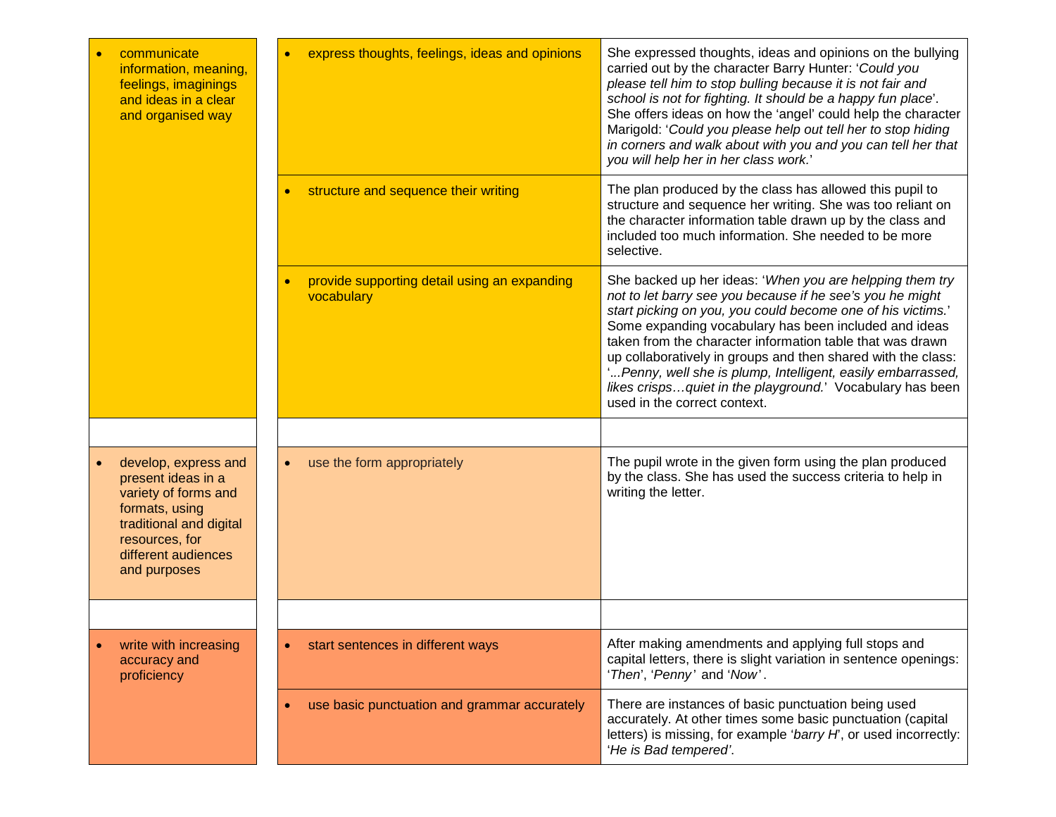| | | |
|---|---|---|
| • communicate information, meaning, feelings, imaginings and ideas in a clear and organised way | • express thoughts, feelings, ideas and opinions | She expressed thoughts, ideas and opinions on the bullying carried out by the character Barry Hunter: '*Could you please tell him to stop bulling because it is not fair and school is not for fighting. It should be a happy fun place*'. She offers ideas on how the 'angel' could help the character Marigold: '*Could you please help out tell her to stop hiding in corners and walk about with you and you can tell her that you will help her in her class work.*' |
| | • structure and sequence their writing | The plan produced by the class has allowed this pupil to structure and sequence her writing. She was too reliant on the character information table drawn up by the class and included too much information. She needed to be more selective. |
| | • provide supporting detail using an expanding vocabulary | She backed up her ideas: '*When you are helping them try not to let barry see you because if he see's you he might start picking on you, you could become one of his victims.*' Some expanding vocabulary has been included and ideas taken from the character information table that was drawn up collaboratively in groups and then shared with the class: '*...Penny, well she is plump, Intelligent, easily embarrassed, likes crisps…quiet in the playground.*' Vocabulary has been used in the correct context. |
| | | |
| • develop, express and present ideas in a variety of forms and formats, using traditional and digital resources, for different audiences and purposes | • use the form appropriately | The pupil wrote in the given form using the plan produced by the class. She has used the success criteria to help in writing the letter. |
| | | |
| • write with increasing accuracy and proficiency | • start sentences in different ways | After making amendments and applying full stops and capital letters, there is slight variation in sentence openings: '*Then*', '*Penny*' and '*Now*'. |
| | • use basic punctuation and grammar accurately | There are instances of basic punctuation being used accurately. At other times some basic punctuation (capital letters) is missing, for example '*barry H*', or used incorrectly: '*He is Bad tempered*'. |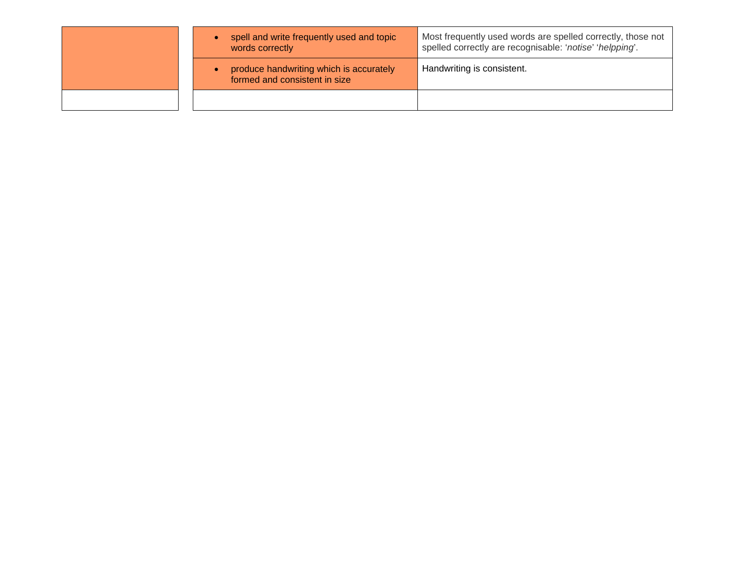| | | |
|---|---|---|
| | • spell and write frequently used and topic words correctly | Most frequently used words are spelled correctly, those not spelled correctly are recognisable: '*notise*' '*helpping*'. |
| | • produce handwriting which is accurately formed and consistent in size | Handwriting is consistent. |
| | | |